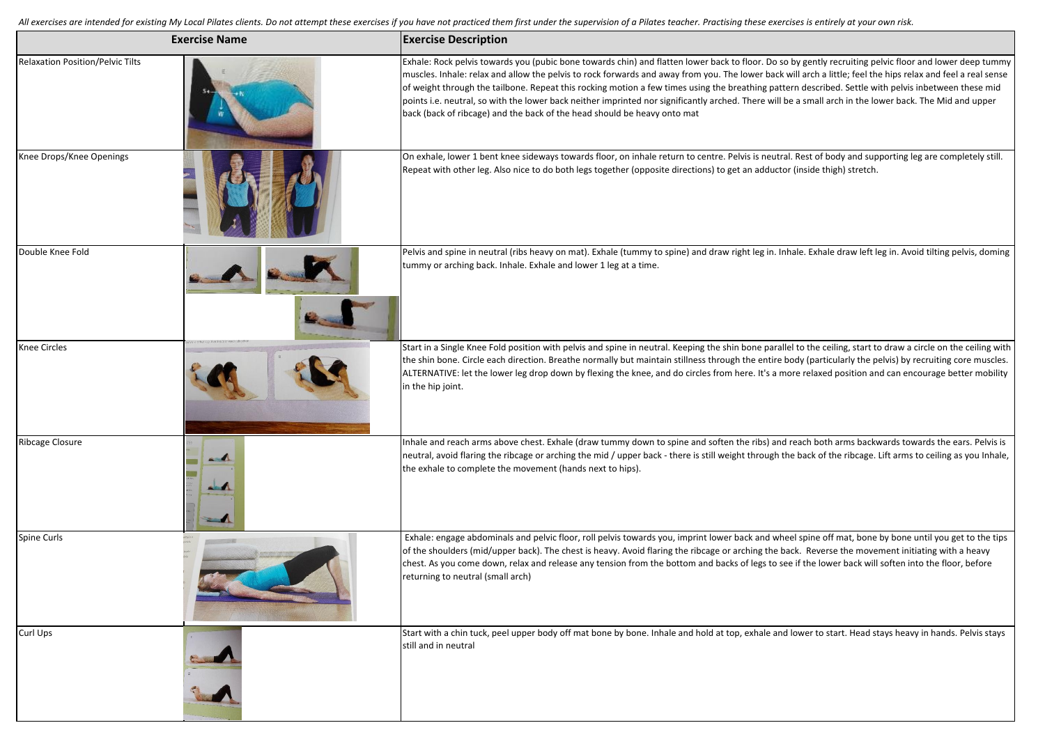*All exercises are intended for existing My Local Pilates clients. Do not attempt these exercises if you have not practiced them first under the supervision of a Pilates teacher. Practising these exercises is entirely at your own risk.*

| Exercise Name | | Exercise Description |
|---|---|---|
| Relaxation Position/Pelvic Tilts | | Exhale: Rock pelvis towards you (pubic bone towards chin) and flatten lower back to floor. Do so by gently recruiting pelvic floor and lower deep tummy muscles. Inhale: relax and allow the pelvis to rock forwards and away from you. The lower back will arch a little; feel the hips relax and feel a real sense of weight through the tailbone. Repeat this rocking motion a few times using the breathing pattern described. Settle with pelvis inbetween these mid points i.e. neutral, so with the lower back neither imprinted nor significantly arched. There will be a small arch in the lower back. The Mid and upper back (back of ribcage) and the back of the head should be heavy onto mat |
| Knee Drops/Knee Openings | | On exhale, lower 1 bent knee sideways towards floor, on inhale return to centre. Pelvis is neutral. Rest of body and supporting leg are completely still. Repeat with other leg. Also nice to do both legs together (opposite directions) to get an adductor (inside thigh) stretch. |
| Double Knee Fold | | Pelvis and spine in neutral (ribs heavy on mat). Exhale (tummy to spine) and draw right leg in. Inhale. Exhale draw left leg in. Avoid tilting pelvis, doming tummy or arching back. Inhale. Exhale and lower 1 leg at a time. |
| Knee Circles | | Start in a Single Knee Fold position with pelvis and spine in neutral. Keeping the shin bone parallel to the ceiling, start to draw a circle on the ceiling with the shin bone. Circle each direction. Breathe normally but maintain stillness through the entire body (particularly the pelvis) by recruiting core muscles. ALTERNATIVE: let the lower leg drop down by flexing the knee, and do circles from here. It's a more relaxed position and can encourage better mobility in the hip joint. |
| Ribcage Closure | | Inhale and reach arms above chest. Exhale (draw tummy down to spine and soften the ribs) and reach both arms backwards towards the ears. Pelvis is neutral, avoid flaring the ribcage or arching the mid / upper back - there is still weight through the back of the ribcage. Lift arms to ceiling as you Inhale, the exhale to complete the movement (hands next to hips). |
| Spine Curls | | Exhale: engage abdominals and pelvic floor, roll pelvis towards you, imprint lower back and wheel spine off mat, bone by bone until you get to the tips of the shoulders (mid/upper back). The chest is heavy. Avoid flaring the ribcage or arching the back. Reverse the movement initiating with a heavy chest. As you come down, relax and release any tension from the bottom and backs of legs to see if the lower back will soften into the floor, before returning to neutral (small arch) |
| Curl Ups | | Start with a chin tuck, peel upper body off mat bone by bone. Inhale and hold at top, exhale and lower to start. Head stays heavy in hands. Pelvis stays still and in neutral |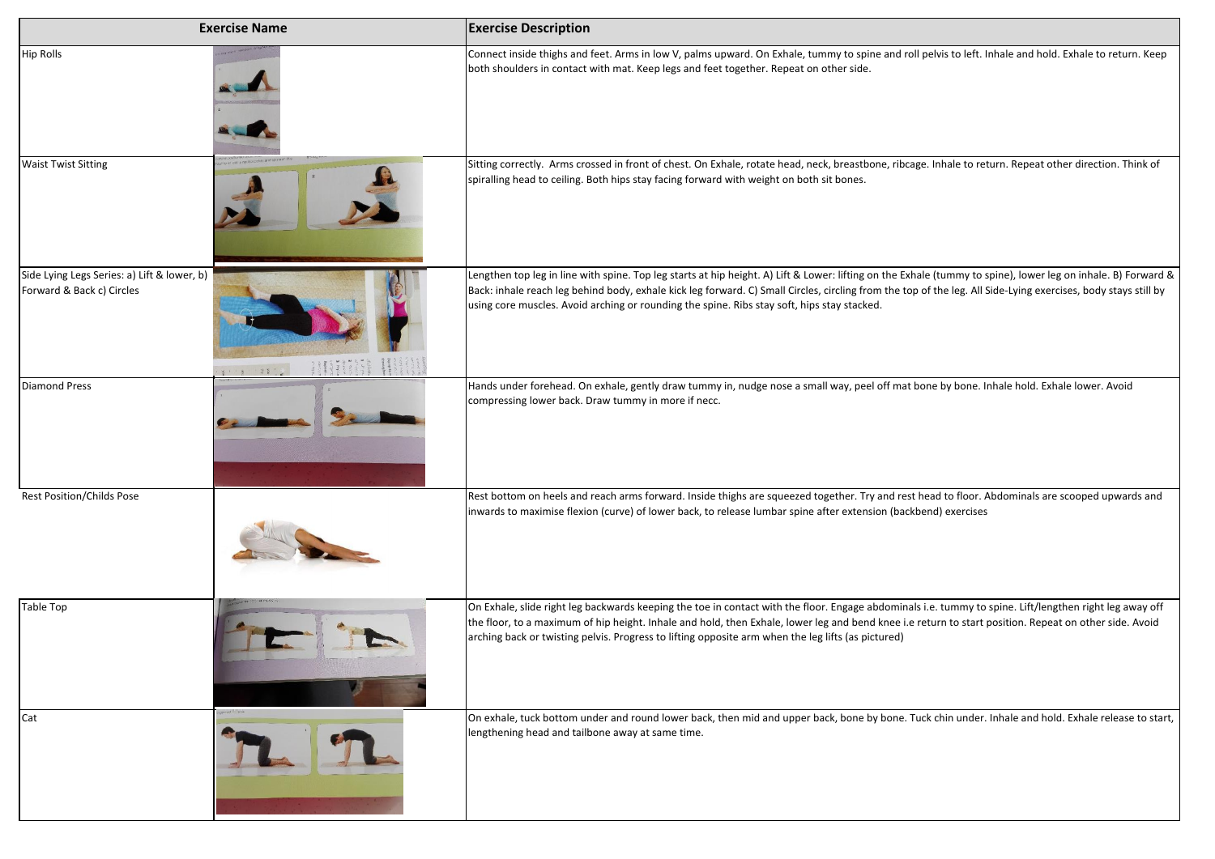| Exercise Name | | Exercise Description |
| --- | --- | --- |
| Hip Rolls | | Connect inside thighs and feet. Arms in low V, palms upward. On Exhale, tummy to spine and roll pelvis to left. Inhale and hold. Exhale to return. Keep both shoulders in contact with mat. Keep legs and feet together. Repeat on other side. |
| Waist Twist Sitting | | Sitting correctly. Arms crossed in front of chest. On Exhale, rotate head, neck, breastbone, ribcage. Inhale to return. Repeat other direction. Think of spiralling head to ceiling. Both hips stay facing forward with weight on both sit bones. |
| Side Lying Legs Series: a) Lift & lower, b) Forward & Back c) Circles | | Lengthen top leg in line with spine. Top leg starts at hip height. A) Lift & Lower: lifting on the Exhale (tummy to spine), lower leg on inhale. B) Forward & Back: inhale reach leg behind body, exhale kick leg forward. C) Small Circles, circling from the top of the leg. All Side-Lying exercises, body stays still by using core muscles. Avoid arching or rounding the spine. Ribs stay soft, hips stay stacked. |
| Diamond Press | | Hands under forehead. On exhale, gently draw tummy in, nudge nose a small way, peel off mat bone by bone. Inhale hold. Exhale lower. Avoid compressing lower back. Draw tummy in more if necc. |
| Rest Position/Childs Pose | | Rest bottom on heels and reach arms forward. Inside thighs are squeezed together. Try and rest head to floor. Abdominals are scooped upwards and inwards to maximise flexion (curve) of lower back, to release lumbar spine after extension (backbend) exercises |
| Table Top | | On Exhale, slide right leg backwards keeping the toe in contact with the floor. Engage abdominals i.e. tummy to spine. Lift/lengthen right leg away off the floor, to a maximum of hip height. Inhale and hold, then Exhale, lower leg and bend knee i.e return to start position. Repeat on other side. Avoid arching back or twisting pelvis. Progress to lifting opposite arm when the leg lifts (as pictured) |
| Cat | | On exhale, tuck bottom under and round lower back, then mid and upper back, bone by bone. Tuck chin under. Inhale and hold. Exhale release to start, lengthening head and tailbone away at same time. |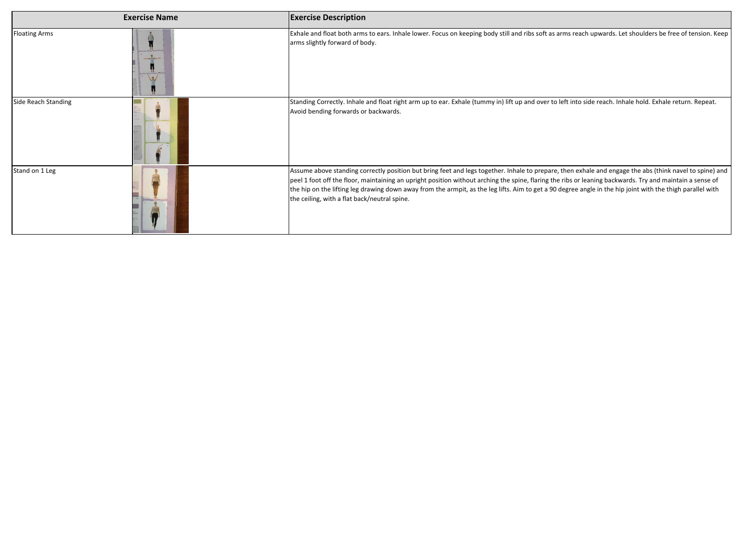| Exercise Name | | Exercise Description |
|---|---|---|
| Floating Arms | | Exhale and float both arms to ears. Inhale lower. Focus on keeping body still and ribs soft as arms reach upwards. Let shoulders be free of tension. Keep arms slightly forward of body. |
| Side Reach Standing | | Standing Correctly. Inhale and float right arm up to ear. Exhale (tummy in) lift up and over to left into side reach. Inhale hold. Exhale return. Repeat. Avoid bending forwards or backwards. |
| Stand on 1 Leg | | Assume above standing correctly position but bring feet and legs together. Inhale to prepare, then exhale and engage the abs (think navel to spine) and peel 1 foot off the floor, maintaining an upright position without arching the spine, flaring the ribs or leaning backwards. Try and maintain a sense of the hip on the lifting leg drawing down away from the armpit, as the leg lifts. Aim to get a 90 degree angle in the hip joint with the thigh parallel with the ceiling, with a flat back/neutral spine. |